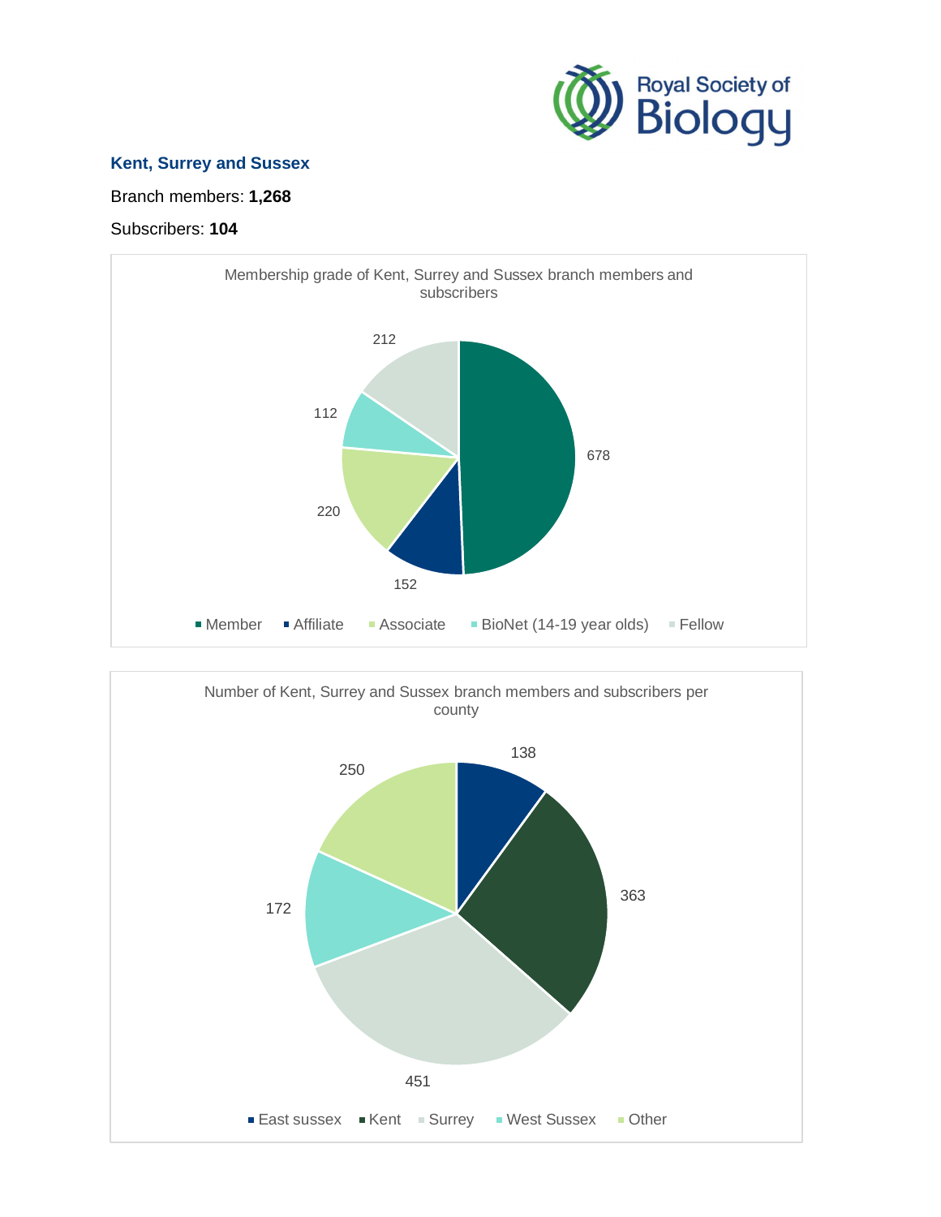## Kent, Surrey and Sussex

Branch members: **1,268**

Subscribers: **104**

Membership grade of Kent, Surrey and Sussex branch members and subscribers

| Membership grade | Number |
|---|---|
| Member | 678 |
| Affiliate | 152 |
| Associate | 220 |
| BioNet (14-19 year olds) | 112 |
| Fellow | 212 |

Number of Kent, Surrey and Sussex branch members and subscribers per county

| County | Number |
|---|---|
| East sussex | 138 |
| Kent | 363 |
| Surrey | 451 |
| West Sussex | 172 |
| Other | 250 |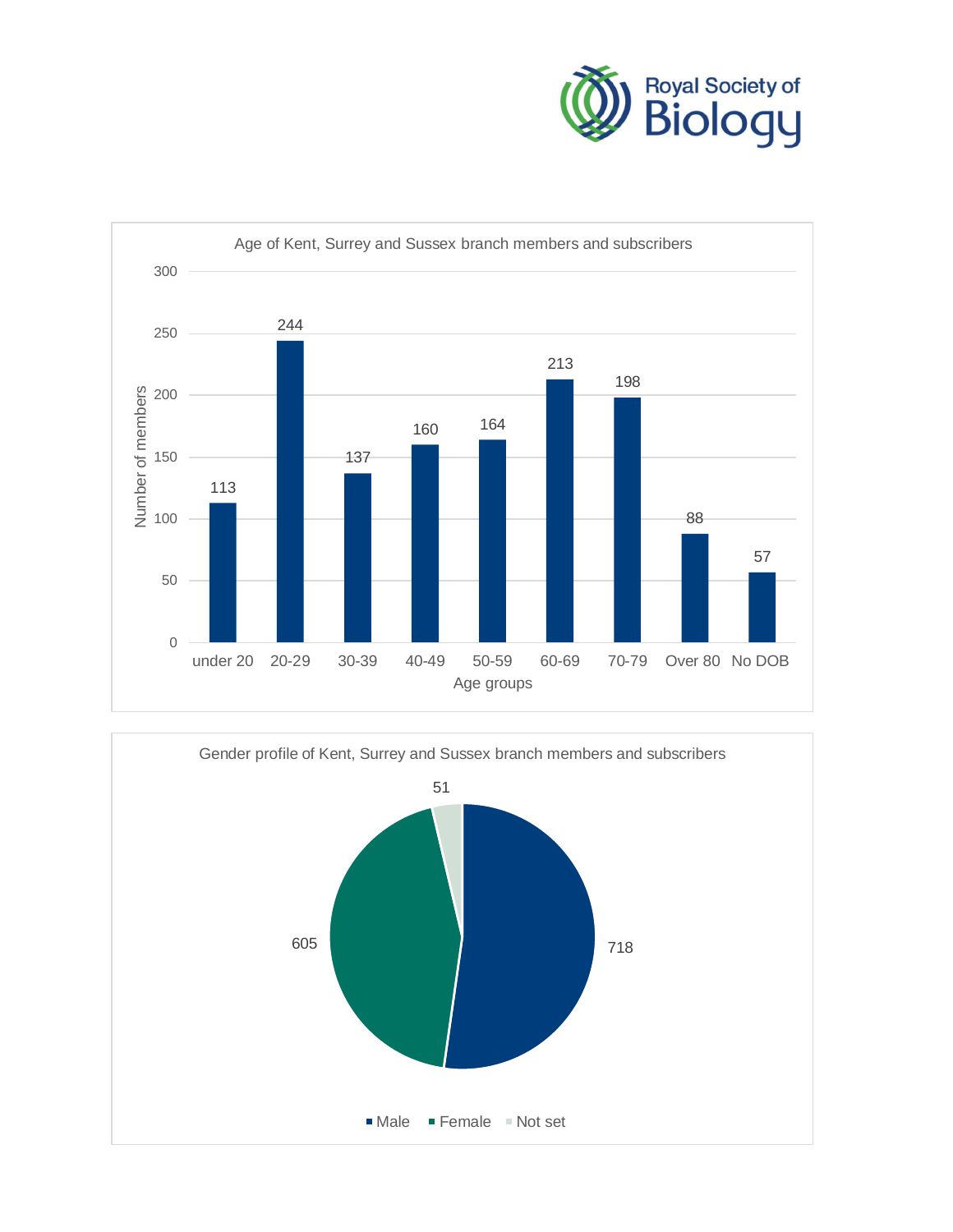**Age of Kent, Surrey and Sussex branch members and subscribers**

| Age groups | Number of members |
|---|---|
| under 20 | 113 |
| 20-29 | 244 |
| 30-39 | 137 |
| 40-49 | 160 |
| 50-59 | 164 |
| 60-69 | 213 |
| 70-79 | 198 |
| Over 80 | 88 |
| No DOB | 57 |

**Gender profile of Kent, Surrey and Sussex branch members and subscribers**

| Gender | Number |
|---|---|
| Male | 718 |
| Female | 605 |
| Not set | 51 |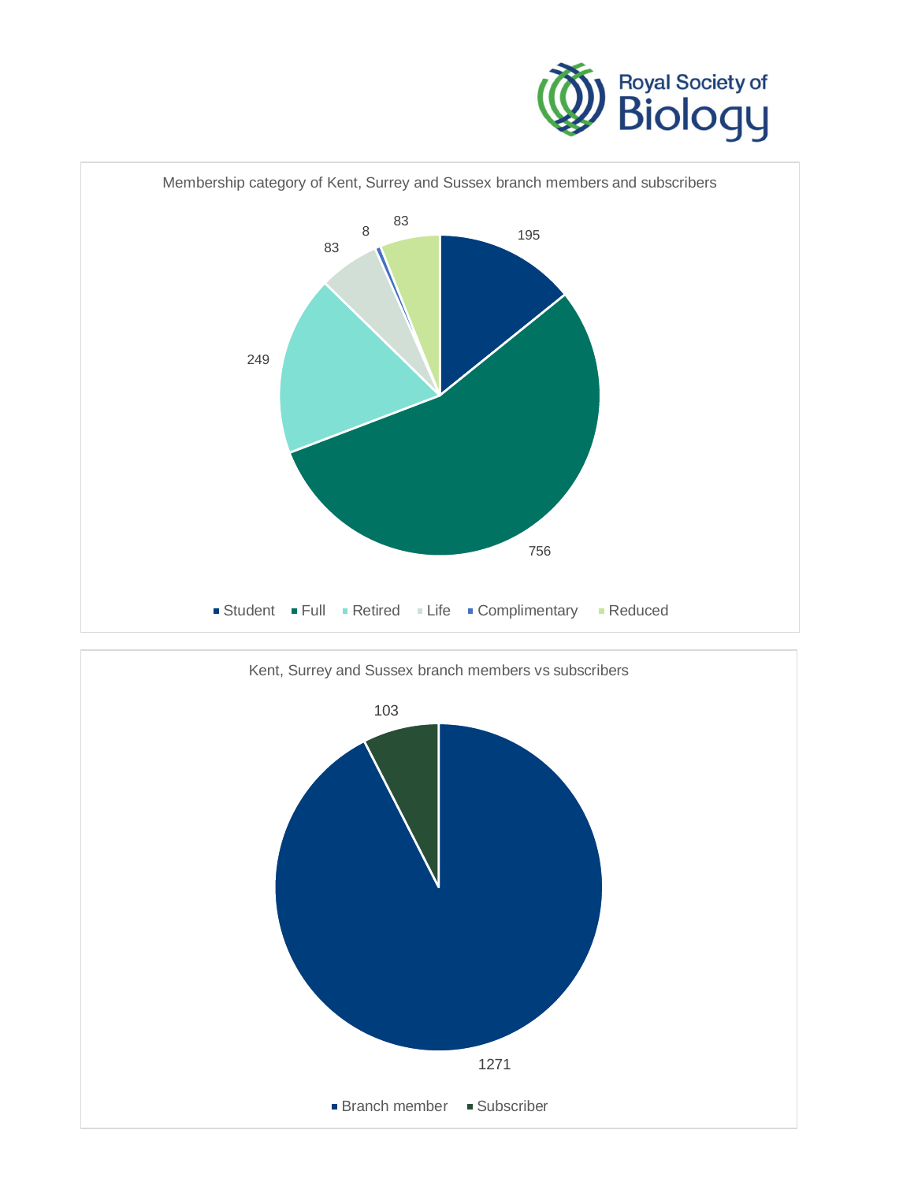Membership category of Kent, Surrey and Sussex branch members and subscribers

| Category | Count |
| --- | --- |
| Student | 195 |
| Full | 756 |
| Retired | 249 |
| Life | 83 |
| Complimentary | 8 |
| Reduced | 83 |

Kent, Surrey and Sussex branch members vs subscribers

| Category | Count |
| --- | --- |
| Branch member | 1271 |
| Subscriber | 103 |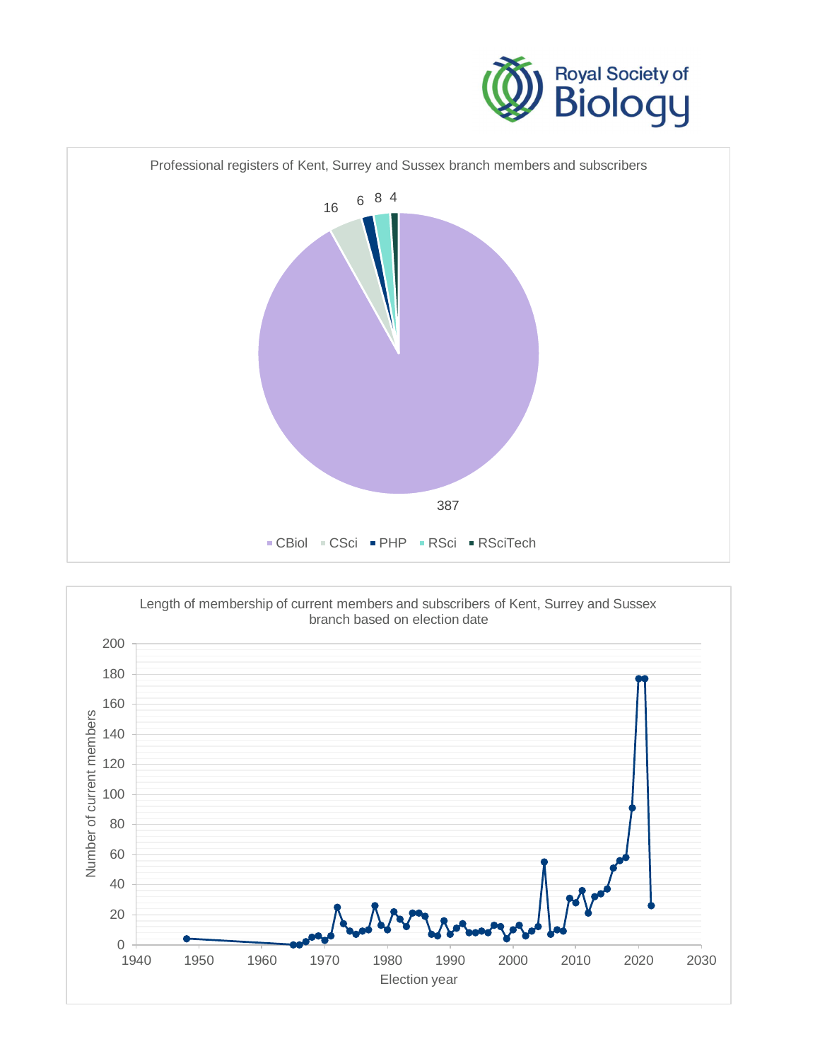Professional registers of Kent, Surrey and Sussex branch members and subscribers

| Register | Count |
| --- | --- |
| CBiol | 387 |
| CSci | 16 |
| PHP | 6 |
| RSci | 8 |
| RSciTech | 4 |

Length of membership of current members and subscribers of Kent, Surrey and Sussex branch based on election date

Number of current members

Election year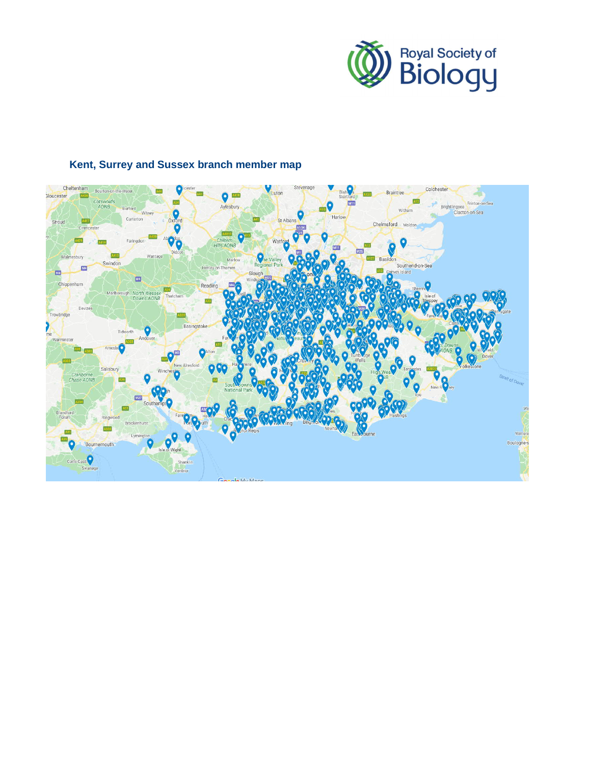## Kent, Surrey and Sussex branch member map